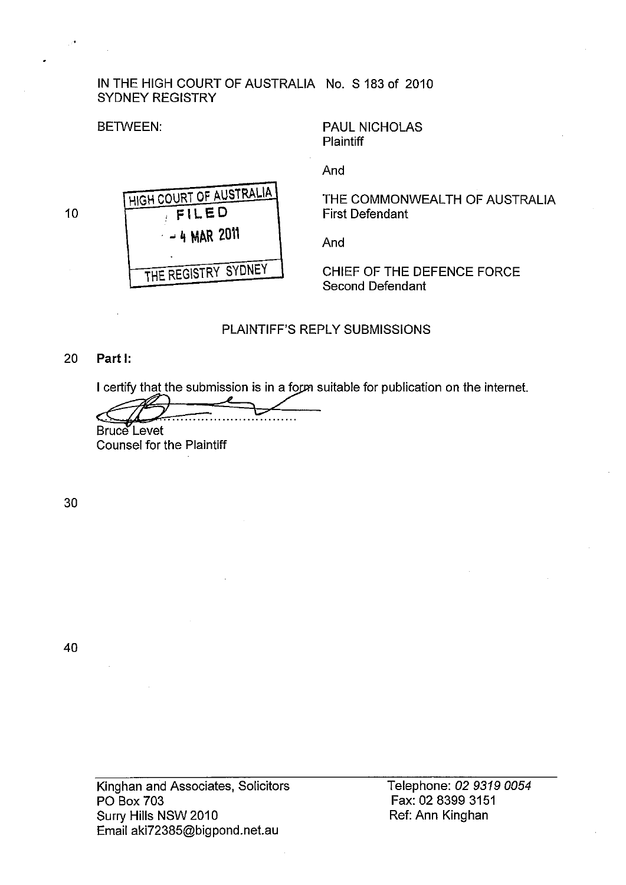IN THE HIGH COURT OF AUSTRALIA No. S 183 of 2010
SYDNEY REGISTRY

BETWEEN:

PAUL NICHOLAS
Plaintiff

And

THE COMMONWEALTH OF AUSTRALIA
First Defendant

And

CHIEF OF THE DEFENCE FORCE
Second Defendant

HIGH COURT OF AUSTRALIA
FILED
- 4 MAR 2011
THE REGISTRY SYDNEY

## PLAINTIFF'S REPLY SUBMISSIONS

**Part I:**

I certify that the submission is in a form suitable for publication on the internet.

Bruce Levet
Counsel for the Plaintiff

Kinghan and Associates, Solicitors
PO Box 703
Surry Hills NSW 2010
Email aki72385@bigpond.net.au

Telephone: *02 9319 0054*
Fax: 02 8399 3151
Ref: Ann Kinghan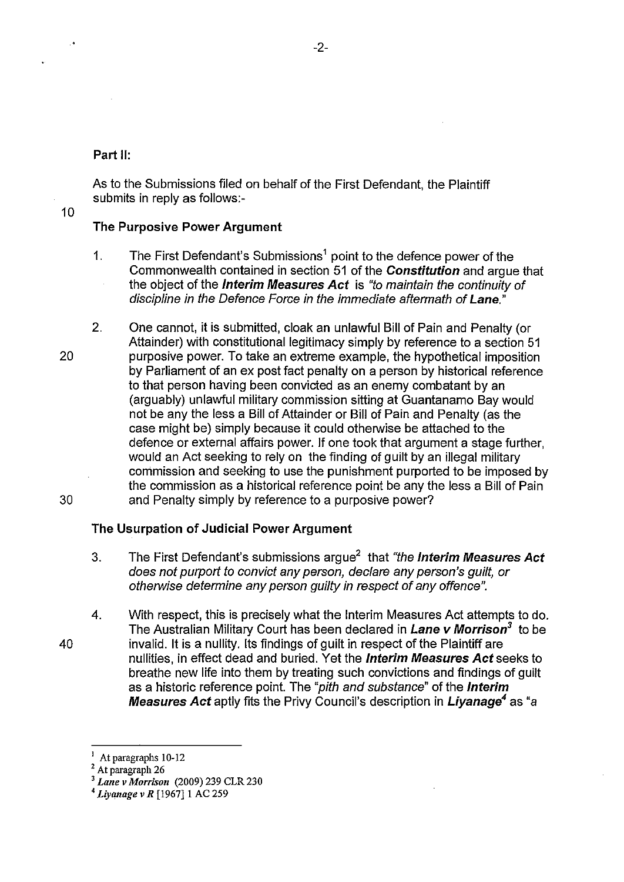**Part II:**

As to the Submissions filed on behalf of the First Defendant, the Plaintiff submits in reply as follows:-

**The Purposive Power Argument**

1. The First Defendant's Submissions[1] point to the defence power of the Commonwealth contained in section 51 of the ***Constitution*** and argue that the object of the ***Interim Measures Act*** is *"to maintain the continuity of discipline in the Defence Force in the immediate aftermath of* ***Lane****."*

2. One cannot, it is submitted, cloak an unlawful Bill of Pain and Penalty (or Attainder) with constitutional legitimacy simply by reference to a section 51 purposive power. To take an extreme example, the hypothetical imposition by Parliament of an ex post fact penalty on a person by historical reference to that person having been convicted as an enemy combatant by an (arguably) unlawful military commission sitting at Guantanamo Bay would not be any the less a Bill of Attainder or Bill of Pain and Penalty (as the case might be) simply because it could otherwise be attached to the defence or external affairs power. If one took that argument a stage further, would an Act seeking to rely on the finding of guilt by an illegal military commission and seeking to use the punishment purported to be imposed by the commission as a historical reference point be any the less a Bill of Pain and Penalty simply by reference to a purposive power?

**The Usurpation of Judicial Power Argument**

3. The First Defendant's submissions argue[2] that *"the* ***Interim Measures Act*** *does not purport to convict any person, declare any person's guilt, or otherwise determine any person guilty in respect of any offence".*

4. With respect, this is precisely what the Interim Measures Act attempts to do. The Australian Military Court has been declared in ***Lane v Morrison***[3] to be invalid. It is a nullity. Its findings of guilt in respect of the Plaintiff are nullities, in effect dead and buried. Yet the ***Interim Measures Act*** seeks to breathe new life into them by treating such convictions and findings of guilt as a historic reference point. The *"pith and substance"* of the ***Interim Measures Act*** aptly fits the Privy Council's description in ***Liyanage***[4] as "a

---

[1] At paragraphs 10-12

[2] At paragraph 26

[3] ***Lane v Morrison*** (2009) 239 CLR 230

[4] ***Liyanage v R*** [1967] 1 AC 259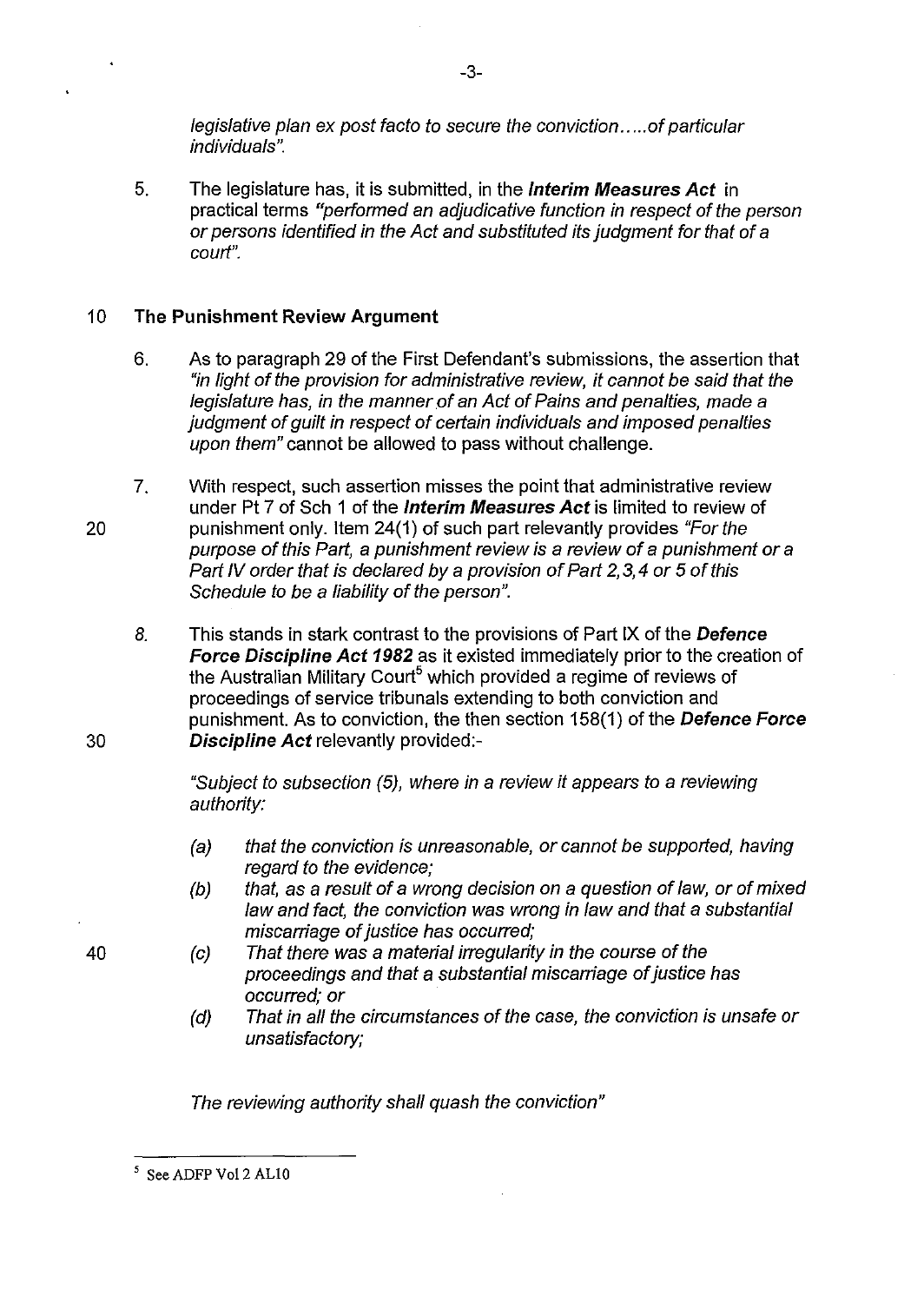*legislative plan ex post facto to secure the conviction.....of particular individuals".*

5. The legislature has, it is submitted, in the ***Interim Measures Act*** in practical terms *"performed an adjudicative function in respect of the person or persons identified in the Act and substituted its judgment for that of a court".*

## The Punishment Review Argument

6. As to paragraph 29 of the First Defendant's submissions, the assertion that *"in light of the provision for administrative review, it cannot be said that the legislature has, in the manner of an Act of Pains and penalties, made a judgment of guilt in respect of certain individuals and imposed penalties upon them"* cannot be allowed to pass without challenge.

7. With respect, such assertion misses the point that administrative review under Pt 7 of Sch 1 of the ***Interim Measures Act*** is limited to review of punishment only. Item 24(1) of such part relevantly provides *"For the purpose of this Part, a punishment review is a review of a punishment or a Part IV order that is declared by a provision of Part 2,3,4 or 5 of this Schedule to be a liability of the person".*

8. This stands in stark contrast to the provisions of Part IX of the ***Defence Force Discipline Act 1982*** as it existed immediately prior to the creation of the Australian Military Court[5] which provided a regime of reviews of proceedings of service tribunals extending to both conviction and punishment. As to conviction, the then section 158(1) of the ***Defence Force Discipline Act*** relevantly provided:-

   *"Subject to subsection (5), where in a review it appears to a reviewing authority:*

   - *(a) that the conviction is unreasonable, or cannot be supported, having regard to the evidence;*
   - *(b) that, as a result of a wrong decision on a question of law, or of mixed law and fact, the conviction was wrong in law and that a substantial miscarriage of justice has occurred;*
   - *(c) That there was a material irregularity in the course of the proceedings and that a substantial miscarriage of justice has occurred; or*
   - *(d) That in all the circumstances of the case, the conviction is unsafe or unsatisfactory;*

   *The reviewing authority shall quash the conviction"*

---

[5] See ADFP Vol 2 AL10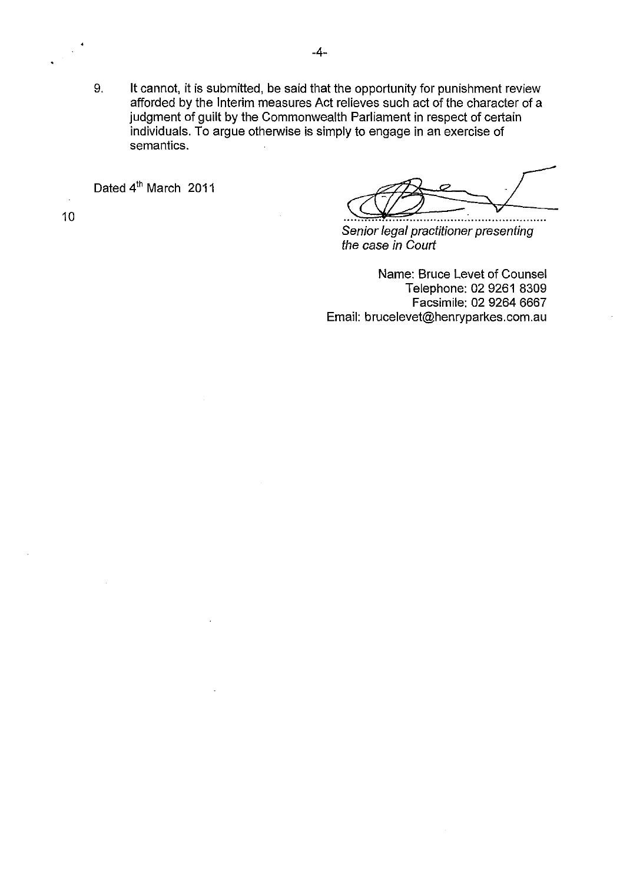9. It cannot, it is submitted, be said that the opportunity for punishment review afforded by the Interim measures Act relieves such act of the character of a judgment of guilt by the Commonwealth Parliament in respect of certain individuals. To argue otherwise is simply to engage in an exercise of semantics.

Dated 4th March 2011

*Senior legal practitioner presenting the case in Court*

Name: Bruce Levet of Counsel
Telephone: 02 9261 8309
Facsimile: 02 9264 6667
Email: brucelevet@henryparkes.com.au